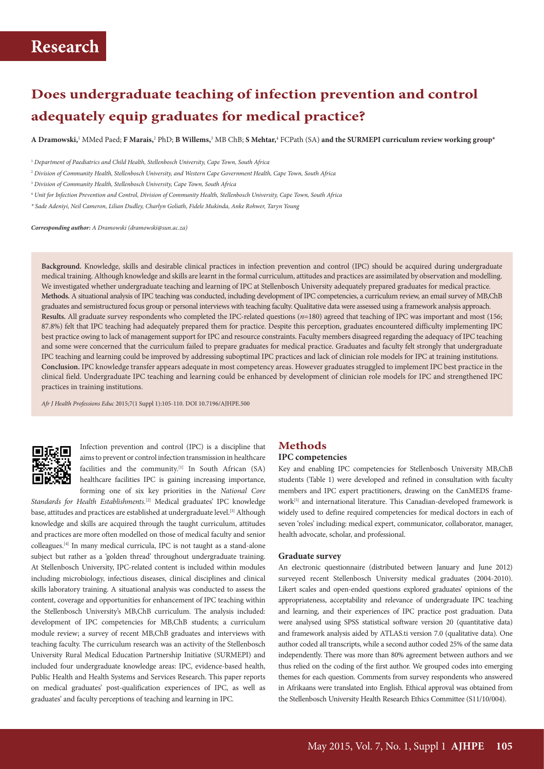# Research

## Does undergraduate teaching of infection prevention and control adequately equip graduates for medical practice?

**A Dramowski,**[1] MMed Paed; **F Marais,**[2] PhD; **B Willems,**[3] MB ChB; **S Mehtar,**[4] FCPath (SA) **and the SURMEPI curriculum review working group***

[1] *Department of Paediatrics and Child Health, Stellenbosch University, Cape Town, South Africa*

[2] *Division of Community Health, Stellenbosch University, and Western Cape Government Health, Cape Town, South Africa*

[3] *Division of Community Health, Stellenbosch University, Cape Town, South Africa*

[4] *Unit for Infection Prevention and Control, Division of Community Health, Stellenbosch University, Cape Town, South Africa*

*\* Sade Adeniyi, Neil Cameron, Lilian Dudley, Charlyn Goliath, Fidele Mukinda, Anke Rohwer, Taryn Young*

***Corresponding author:** A Dramowski (dramowski@sun.ac.za)*

**Background.** Knowledge, skills and desirable clinical practices in infection prevention and control (IPC) should be acquired during undergraduate medical training. Although knowledge and skills are learnt in the formal curriculum, attitudes and practices are assimilated by observation and modelling. We investigated whether undergraduate teaching and learning of IPC at Stellenbosch University adequately prepared graduates for medical practice.

**Methods.** A situational analysis of IPC teaching was conducted, including development of IPC competencies, a curriculum review, an email survey of MB,ChB graduates and semistructured focus group or personal interviews with teaching faculty. Qualitative data were assessed using a framework analysis approach.

**Results.** All graduate survey respondents who completed the IPC-related questions ($n$=180) agreed that teaching of IPC was important and most (156; 87.8%) felt that IPC teaching had adequately prepared them for practice. Despite this perception, graduates encountered difficulty implementing IPC best practice owing to lack of management support for IPC and resource constraints. Faculty members disagreed regarding the adequacy of IPC teaching and some were concerned that the curriculum failed to prepare graduates for medical practice. Graduates and faculty felt strongly that undergraduate IPC teaching and learning could be improved by addressing suboptimal IPC practices and lack of clinician role models for IPC at training institutions.

**Conclusion.** IPC knowledge transfer appears adequate in most competency areas. However graduates struggled to implement IPC best practice in the clinical field. Undergraduate IPC teaching and learning could be enhanced by development of clinician role models for IPC and strengthened IPC practices in training institutions.

*Afr J Health Professions Educ* 2015;7(1 Suppl 1):105-110. DOI 10.7196/AJHPE.500

Infection prevention and control (IPC) is a discipline that aims to prevent or control infection transmission in healthcare facilities and the community.[1] In South African (SA) healthcare facilities IPC is gaining increasing importance, forming one of six key priorities in the *National Core Standards for Health Establishments*.[2] Medical graduates' IPC knowledge base, attitudes and practices are established at undergraduate level.[3] Although knowledge and skills are acquired through the taught curriculum, attitudes and practices are more often modelled on those of medical faculty and senior colleagues.[4] In many medical curricula, IPC is not taught as a stand-alone subject but rather as a 'golden thread' throughout undergraduate training. At Stellenbosch University, IPC-related content is included within modules including microbiology, infectious diseases, clinical disciplines and clinical skills laboratory training. A situational analysis was conducted to assess the content, coverage and opportunities for enhancement of IPC teaching within the Stellenbosch University's MB,ChB curriculum. The analysis included: development of IPC competencies for MB,ChB students; a curriculum module review; a survey of recent MB,ChB graduates and interviews with teaching faculty. The curriculum research was an activity of the Stellenbosch University Rural Medical Education Partnership Initiative (SURMEPI) and included four undergraduate knowledge areas: IPC, evidence-based health, Public Health and Health Systems and Services Research. This paper reports on medical graduates' post-qualification experiences of IPC, as well as graduates' and faculty perceptions of teaching and learning in IPC.

## Methods

### IPC competencies

Key and enabling IPC competencies for Stellenbosch University MB,ChB students (Table 1) were developed and refined in consultation with faculty members and IPC expert practitioners, drawing on the CanMEDS framework[5] and international literature. This Canadian-developed framework is widely used to define required competencies for medical doctors in each of seven 'roles' including: medical expert, communicator, collaborator, manager, health advocate, scholar, and professional.

### Graduate survey

An electronic questionnaire (distributed between January and June 2012) surveyed recent Stellenbosch University medical graduates (2004-2010). Likert scales and open-ended questions explored graduates' opinions of the appropriateness, acceptability and relevance of undergraduate IPC teaching and learning, and their experiences of IPC practice post graduation. Data were analysed using SPSS statistical software version 20 (quantitative data) and framework analysis aided by ATLAS.ti version 7.0 (qualitative data). One author coded all transcripts, while a second author coded 25% of the same data independently. There was more than 80% agreement between authors and we thus relied on the coding of the first author. We grouped codes into emerging themes for each question. Comments from survey respondents who answered in Afrikaans were translated into English. Ethical approval was obtained from the Stellenbosch University Health Research Ethics Committee (S11/10/004).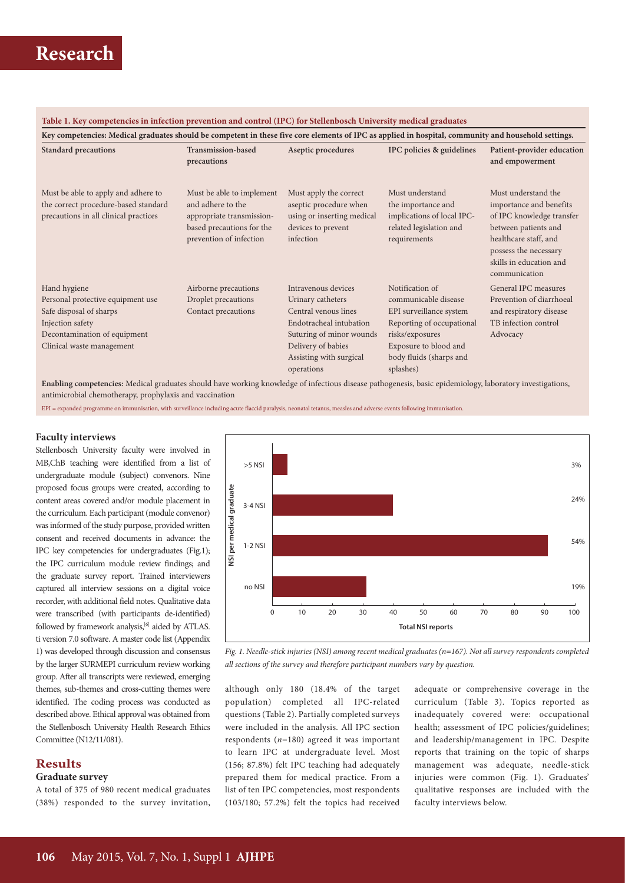**Table 1. Key competencies in infection prevention and control (IPC) for Stellenbosch University medical graduates**

| Key competencies: Medical graduates should be competent in these five core elements of IPC as applied in hospital, community and household settings. | | | | |
|---|---|---|---|---|
| **Standard precautions** | **Transmission-based precautions** | **Aseptic procedures** | **IPC policies & guidelines** | **Patient-provider education and empowerment** |
| Must be able to apply and adhere to the correct procedure-based standard precautions in all clinical practices | Must be able to implement and adhere to the appropriate transmission-based precautions for the prevention of infection | Must apply the correct aseptic procedure when using or inserting medical devices to prevent infection | Must understand the importance and implications of local IPC-related legislation and requirements | Must understand the importance and benefits of IPC knowledge transfer between patients and healthcare staff, and possess the necessary skills in education and communication |
| Hand hygiene<br>Personal protective equipment use<br>Safe disposal of sharps<br>Injection safety<br>Decontamination of equipment<br>Clinical waste management | Airborne precautions<br>Droplet precautions<br>Contact precautions | Intravenous devices<br>Urinary catheters<br>Central venous lines<br>Endotracheal intubation<br>Suturing of minor wounds<br>Delivery of babies<br>Assisting with surgical operations | Notification of communicable disease<br>EPI surveillance system<br>Reporting of occupational risks/exposures<br>Exposure to blood and body fluids (sharps and splashes) | General IPC measures<br>Prevention of diarrhoeal and respiratory disease<br>TB infection control<br>Advocacy |

**Enabling competencies:** Medical graduates should have working knowledge of infectious disease pathogenesis, basic epidemiology, laboratory investigations, antimicrobial chemotherapy, prophylaxis and vaccination

EPI = expanded programme on immunisation, with surveillance including acute flaccid paralysis, neonatal tetanus, measles and adverse events following immunisation.

### Faculty interviews

Stellenbosch University faculty were involved in MB,ChB teaching were identified from a list of undergraduate module (subject) convenors. Nine proposed focus groups were created, according to content areas covered and/or module placement in the curriculum. Each participant (module convenor) was informed of the study purpose, provided written consent and received documents in advance: the IPC key competencies for undergraduates (Fig.1); the IPC curriculum module review findings; and the graduate survey report. Trained interviewers captured all interview sessions on a digital voice recorder, with additional field notes. Qualitative data were transcribed (with participants de-identified) followed by framework analysis,[6] aided by ATLAS. ti version 7.0 software. A master code list (Appendix 1) was developed through discussion and consensus by the larger SURMEPI curriculum review working group. After all transcripts were reviewed, emerging themes, sub-themes and cross-cutting themes were identified. The coding process was conducted as described above. Ethical approval was obtained from the Stellenbosch University Health Research Ethics Committee (N12/11/081).

## Results

### Graduate survey

A total of 375 of 980 recent medical graduates (38%) responded to the survey invitation, although only 180 (18.4% of the target population) completed all IPC-related questions (Table 2). Partially completed surveys were included in the analysis. All IPC section respondents ($n$=180) agreed it was important to learn IPC at undergraduate level. Most (156; 87.8%) felt IPC teaching had adequately prepared them for medical practice. From a list of ten IPC competencies, most respondents (103/180; 57.2%) felt the topics had received adequate or comprehensive coverage in the curriculum (Table 3). Topics reported as inadequately covered were: occupational health; assessment of IPC policies/guidelines; and leadership/management in IPC. Despite reports that training on the topic of sharps management was adequate, needle-stick injuries were common (Fig. 1). Graduates' qualitative responses are included with the faculty interviews below.

| NSI per medical graduate | % |
|---|---|
| >5 NSI | 3% |
| 3-4 NSI | 24% |
| 1-2 NSI | 54% |
| no NSI | 19% |

*Fig. 1. Needle-stick injuries (NSI) among recent medical graduates (n=167). Not all survey respondents completed all sections of the survey and therefore participant numbers vary by question.*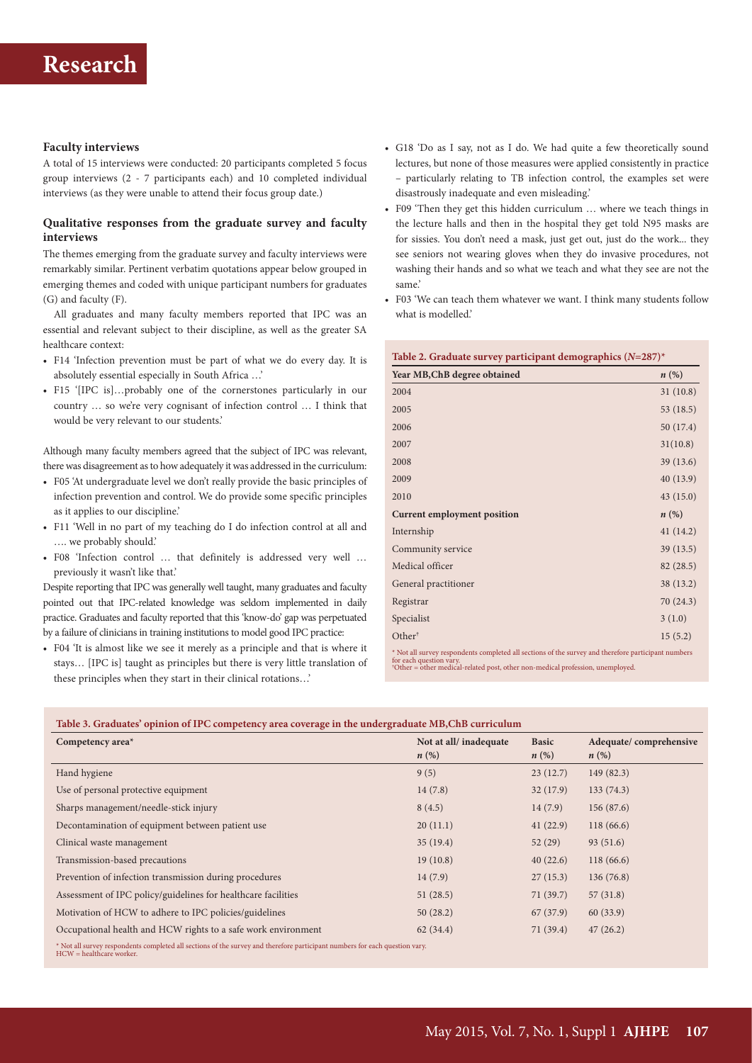### Faculty interviews

A total of 15 interviews were conducted: 20 participants completed 5 focus group interviews (2 - 7 participants each) and 10 completed individual interviews (as they were unable to attend their focus group date.)

### Qualitative responses from the graduate survey and faculty interviews

The themes emerging from the graduate survey and faculty interviews were remarkably similar. Pertinent verbatim quotations appear below grouped in emerging themes and coded with unique participant numbers for graduates (G) and faculty (F).

All graduates and many faculty members reported that IPC was an essential and relevant subject to their discipline, as well as the greater SA healthcare context:

- F14 'Infection prevention must be part of what we do every day. It is absolutely essential especially in South Africa …'
- F15 '[IPC is]…probably one of the cornerstones particularly in our country … so we're very cognisant of infection control … I think that would be very relevant to our students.'

Although many faculty members agreed that the subject of IPC was relevant, there was disagreement as to how adequately it was addressed in the curriculum:

- F05 'At undergraduate level we don't really provide the basic principles of infection prevention and control. We do provide some specific principles as it applies to our discipline.'
- F11 'Well in no part of my teaching do I do infection control at all and …. we probably should.'
- F08 'Infection control … that definitely is addressed very well … previously it wasn't like that.'

Despite reporting that IPC was generally well taught, many graduates and faculty pointed out that IPC-related knowledge was seldom implemented in daily practice. Graduates and faculty reported that this 'know-do' gap was perpetuated by a failure of clinicians in training institutions to model good IPC practice:

- F04 'It is almost like we see it merely as a principle and that is where it stays… [IPC is] taught as principles but there is very little translation of these principles when they start in their clinical rotations…'
- G18 'Do as I say, not as I do. We had quite a few theoretically sound lectures, but none of those measures were applied consistently in practice – particularly relating to TB infection control, the examples set were disastrously inadequate and even misleading.'
- F09 'Then they get this hidden curriculum … where we teach things in the lecture halls and then in the hospital they get told N95 masks are for sissies. You don't need a mask, just get out, just do the work... they see seniors not wearing gloves when they do invasive procedures, not washing their hands and so what we teach and what they see are not the same.'
- F03 'We can teach them whatever we want. I think many students follow what is modelled.'

**Table 2. Graduate survey participant demographics (*N*=287)***

| Year MB,ChB degree obtained | *n* (%) |
|---|---|
| 2004 | 31 (10.8) |
| 2005 | 53 (18.5) |
| 2006 | 50 (17.4) |
| 2007 | 31(10.8) |
| 2008 | 39 (13.6) |
| 2009 | 40 (13.9) |
| 2010 | 43 (15.0) |
| **Current employment position** | ***n* (%)** |
| Internship | 41 (14.2) |
| Community service | 39 (13.5) |
| Medical officer | 82 (28.5) |
| General practitioner | 38 (13.2) |
| Registrar | 70 (24.3) |
| Specialist | 3 (1.0) |
| Other† | 15 (5.2) |

\* Not all survey respondents completed all sections of the survey and therefore participant numbers for each question vary.
†Other = other medical-related post, other non-medical profession, unemployed.

**Table 3. Graduates' opinion of IPC competency area coverage in the undergraduate MB,ChB curriculum**

| Competency area* | Not at all/ inadequate *n* (%) | Basic *n* (%) | Adequate/ comprehensive *n* (%) |
|---|---|---|---|
| Hand hygiene | 9 (5) | 23 (12.7) | 149 (82.3) |
| Use of personal protective equipment | 14 (7.8) | 32 (17.9) | 133 (74.3) |
| Sharps management/needle-stick injury | 8 (4.5) | 14 (7.9) | 156 (87.6) |
| Decontamination of equipment between patient use | 20 (11.1) | 41 (22.9) | 118 (66.6) |
| Clinical waste management | 35 (19.4) | 52 (29) | 93 (51.6) |
| Transmission-based precautions | 19 (10.8) | 40 (22.6) | 118 (66.6) |
| Prevention of infection transmission during procedures | 14 (7.9) | 27 (15.3) | 136 (76.8) |
| Assessment of IPC policy/guidelines for healthcare facilities | 51 (28.5) | 71 (39.7) | 57 (31.8) |
| Motivation of HCW to adhere to IPC policies/guidelines | 50 (28.2) | 67 (37.9) | 60 (33.9) |
| Occupational health and HCW rights to a safe work environment | 62 (34.4) | 71 (39.4) | 47 (26.2) |

\* Not all survey respondents completed all sections of the survey and therefore participant numbers for each question vary.
HCW = healthcare worker.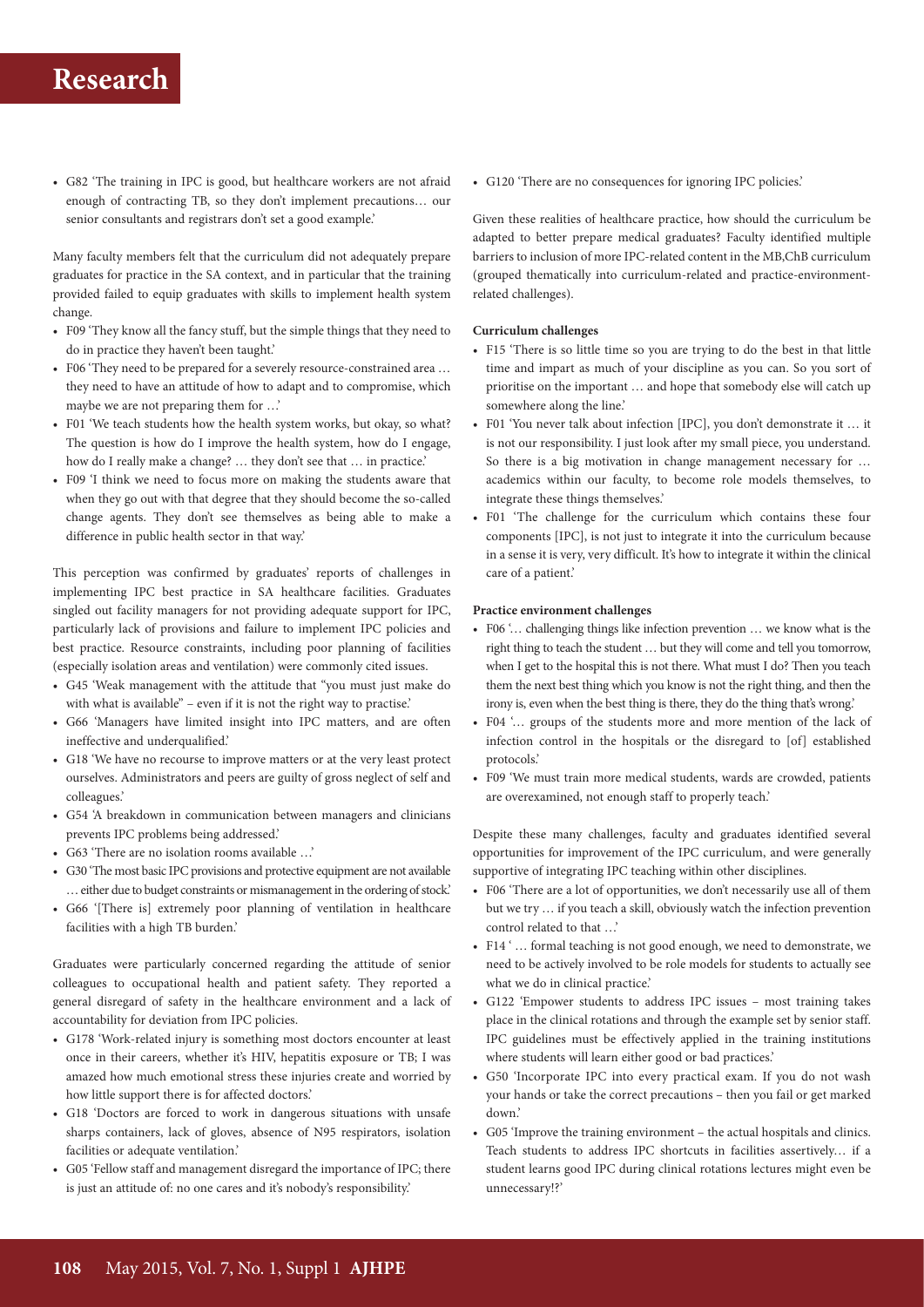- G82 'The training in IPC is good, but healthcare workers are not afraid enough of contracting TB, so they don't implement precautions… our senior consultants and registrars don't set a good example.'

Many faculty members felt that the curriculum did not adequately prepare graduates for practice in the SA context, and in particular that the training provided failed to equip graduates with skills to implement health system change.

- F09 'They know all the fancy stuff, but the simple things that they need to do in practice they haven't been taught.'
- F06 'They need to be prepared for a severely resource-constrained area … they need to have an attitude of how to adapt and to compromise, which maybe we are not preparing them for …'
- F01 'We teach students how the health system works, but okay, so what? The question is how do I improve the health system, how do I engage, how do I really make a change? … they don't see that … in practice.'
- F09 'I think we need to focus more on making the students aware that when they go out with that degree that they should become the so-called change agents. They don't see themselves as being able to make a difference in public health sector in that way.'

This perception was confirmed by graduates' reports of challenges in implementing IPC best practice in SA healthcare facilities. Graduates singled out facility managers for not providing adequate support for IPC, particularly lack of provisions and failure to implement IPC policies and best practice. Resource constraints, including poor planning of facilities (especially isolation areas and ventilation) were commonly cited issues.

- G45 'Weak management with the attitude that "you must just make do with what is available" – even if it is not the right way to practise.'
- G66 'Managers have limited insight into IPC matters, and are often ineffective and underqualified.'
- G18 'We have no recourse to improve matters or at the very least protect ourselves. Administrators and peers are guilty of gross neglect of self and colleagues.'
- G54 'A breakdown in communication between managers and clinicians prevents IPC problems being addressed.'
- G63 'There are no isolation rooms available …'
- G30 'The most basic IPC provisions and protective equipment are not available … either due to budget constraints or mismanagement in the ordering of stock.'
- G66 '[There is] extremely poor planning of ventilation in healthcare facilities with a high TB burden.'

Graduates were particularly concerned regarding the attitude of senior colleagues to occupational health and patient safety. They reported a general disregard of safety in the healthcare environment and a lack of accountability for deviation from IPC policies.

- G178 'Work-related injury is something most doctors encounter at least once in their careers, whether it's HIV, hepatitis exposure or TB; I was amazed how much emotional stress these injuries create and worried by how little support there is for affected doctors.'
- G18 'Doctors are forced to work in dangerous situations with unsafe sharps containers, lack of gloves, absence of N95 respirators, isolation facilities or adequate ventilation.'
- G05 'Fellow staff and management disregard the importance of IPC; there is just an attitude of: no one cares and it's nobody's responsibility.'
- G120 'There are no consequences for ignoring IPC policies.'

Given these realities of healthcare practice, how should the curriculum be adapted to better prepare medical graduates? Faculty identified multiple barriers to inclusion of more IPC-related content in the MB,ChB curriculum (grouped thematically into curriculum-related and practice-environment-related challenges).

#### Curriculum challenges

- F15 'There is so little time so you are trying to do the best in that little time and impart as much of your discipline as you can. So you sort of prioritise on the important … and hope that somebody else will catch up somewhere along the line.'
- F01 'You never talk about infection [IPC], you don't demonstrate it … it is not our responsibility. I just look after my small piece, you understand. So there is a big motivation in change management necessary for … academics within our faculty, to become role models themselves, to integrate these things themselves.'
- F01 'The challenge for the curriculum which contains these four components [IPC], is not just to integrate it into the curriculum because in a sense it is very, very difficult. It's how to integrate it within the clinical care of a patient.'

#### Practice environment challenges

- F06 '… challenging things like infection prevention … we know what is the right thing to teach the student … but they will come and tell you tomorrow, when I get to the hospital this is not there. What must I do? Then you teach them the next best thing which you know is not the right thing, and then the irony is, even when the best thing is there, they do the thing that's wrong.'
- F04 '… groups of the students more and more mention of the lack of infection control in the hospitals or the disregard to [of] established protocols.'
- F09 'We must train more medical students, wards are crowded, patients are overexamined, not enough staff to properly teach.'

Despite these many challenges, faculty and graduates identified several opportunities for improvement of the IPC curriculum, and were generally supportive of integrating IPC teaching within other disciplines.

- F06 'There are a lot of opportunities, we don't necessarily use all of them but we try … if you teach a skill, obviously watch the infection prevention control related to that …'
- F14 '… formal teaching is not good enough, we need to demonstrate, we need to be actively involved to be role models for students to actually see what we do in clinical practice.'
- G122 'Empower students to address IPC issues – most training takes place in the clinical rotations and through the example set by senior staff. IPC guidelines must be effectively applied in the training institutions where students will learn either good or bad practices.'
- G50 'Incorporate IPC into every practical exam. If you do not wash your hands or take the correct precautions – then you fail or get marked down.'
- G05 'Improve the training environment – the actual hospitals and clinics. Teach students to address IPC shortcuts in facilities assertively… if a student learns good IPC during clinical rotations lectures might even be unnecessary!?'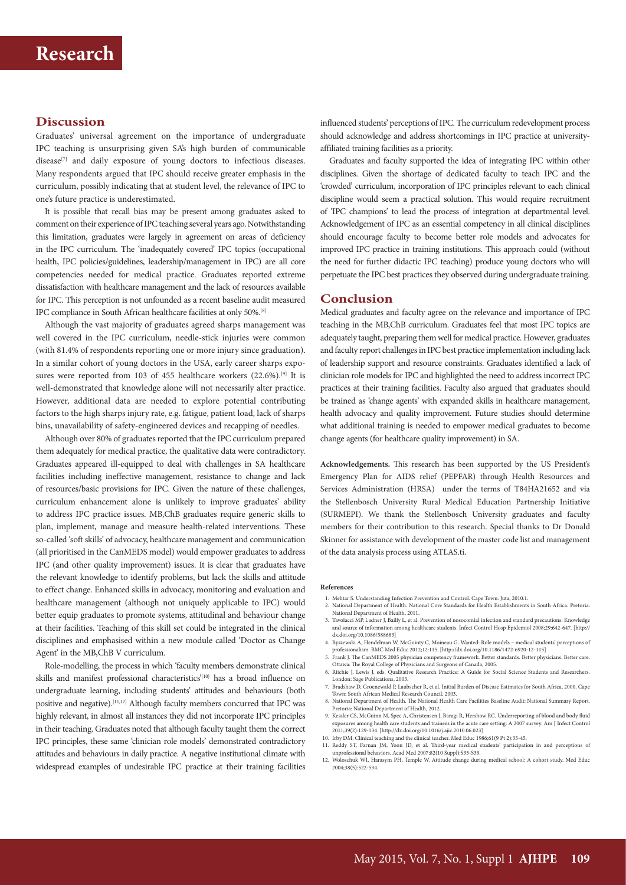## Discussion

Graduates' universal agreement on the importance of undergraduate IPC teaching is unsurprising given SA's high burden of communicable disease[7] and daily exposure of young doctors to infectious diseases. Many respondents argued that IPC should receive greater emphasis in the curriculum, possibly indicating that at student level, the relevance of IPC to one's future practice is underestimated.

It is possible that recall bias may be present among graduates asked to comment on their experience of IPC teaching several years ago. Notwithstanding this limitation, graduates were largely in agreement on areas of deficiency in the IPC curriculum. The 'inadequately covered' IPC topics (occupational health, IPC policies/guidelines, leadership/management in IPC) are all core competencies needed for medical practice. Graduates reported extreme dissatisfaction with healthcare management and the lack of resources available for IPC. This perception is not unfounded as a recent baseline audit measured IPC compliance in South African healthcare facilities at only 50%.[8]

Although the vast majority of graduates agreed sharps management was well covered in the IPC curriculum, needle-stick injuries were common (with 81.4% of respondents reporting one or more injury since graduation). In a similar cohort of young doctors in the USA, early career sharps exposures were reported from 103 of 455 healthcare workers (22.6%).[9] It is well-demonstrated that knowledge alone will not necessarily alter practice. However, additional data are needed to explore potential contributing factors to the high sharps injury rate, e.g. fatigue, patient load, lack of sharps bins, unavailability of safety-engineered devices and recapping of needles.

Although over 80% of graduates reported that the IPC curriculum prepared them adequately for medical practice, the qualitative data were contradictory. Graduates appeared ill-equipped to deal with challenges in SA healthcare facilities including ineffective management, resistance to change and lack of resources/basic provisions for IPC. Given the nature of these challenges, curriculum enhancement alone is unlikely to improve graduates' ability to address IPC practice issues. MB,ChB graduates require generic skills to plan, implement, manage and measure health-related interventions. These so-called 'soft skills' of advocacy, healthcare management and communication (all prioritised in the CanMEDS model) would empower graduates to address IPC (and other quality improvement) issues. It is clear that graduates have the relevant knowledge to identify problems, but lack the skills and attitude to effect change. Enhanced skills in advocacy, monitoring and evaluation and healthcare management (although not uniquely applicable to IPC) would better equip graduates to promote systems, attitudinal and behaviour change at their facilities. Teaching of this skill set could be integrated in the clinical disciplines and emphasised within a new module called 'Doctor as Change Agent' in the MB,ChB V curriculum.

Role-modelling, the process in which 'faculty members demonstrate clinical skills and manifest professional characteristics'[10] has a broad influence on undergraduate learning, including students' attitudes and behaviours (both positive and negative).[11,12] Although faculty members concurred that IPC was highly relevant, in almost all instances they did not incorporate IPC principles in their teaching. Graduates noted that although faculty taught them the correct IPC principles, these same 'clinician role models' demonstrated contradictory attitudes and behaviours in daily practice. A negative institutional climate with widespread examples of undesirable IPC practice at their training facilities influenced students' perceptions of IPC. The curriculum redevelopment process should acknowledge and address shortcomings in IPC practice at university-affiliated training facilities as a priority.

Graduates and faculty supported the idea of integrating IPC within other disciplines. Given the shortage of dedicated faculty to teach IPC and the 'crowded' curriculum, incorporation of IPC principles relevant to each clinical discipline would seem a practical solution. This would require recruitment of 'IPC champions' to lead the process of integration at departmental level. Acknowledgement of IPC as an essential competency in all clinical disciplines should encourage faculty to become better role models and advocates for improved IPC practice in training institutions. This approach could (without the need for further didactic IPC teaching) produce young doctors who will perpetuate the IPC best practices they observed during undergraduate training.

## Conclusion

Medical graduates and faculty agree on the relevance and importance of IPC teaching in the MB,ChB curriculum. Graduates feel that most IPC topics are adequately taught, preparing them well for medical practice. However, graduates and faculty report challenges in IPC best practice implementation including lack of leadership support and resource constraints. Graduates identified a lack of clinician role models for IPC and highlighted the need to address incorrect IPC practices at their training facilities. Faculty also argued that graduates should be trained as 'change agents' with expanded skills in healthcare management, health advocacy and quality improvement. Future studies should determine what additional training is needed to empower medical graduates to become change agents (for healthcare quality improvement) in SA.

**Acknowledgements.** This research has been supported by the US President's Emergency Plan for AIDS relief (PEPFAR) through Health Resources and Services Administration (HRSA) under the terms of T84HA21652 and via the Stellenbosch University Rural Medical Education Partnership Initiative (SURMEPI). We thank the Stellenbosch University graduates and faculty members for their contribution to this research. Special thanks to Dr Donald Skinner for assistance with development of the master code list and management of the data analysis process using ATLAS.ti.

#### References

1. Mehtar S. Understanding Infection Prevention and Control. Cape Town: Juta, 2010:1.
2. National Department of Health. National Core Standards for Health Establishments in South Africa. Pretoria: National Department of Health, 2011.
3. Tavolacci MP, Ladner J, Bailly L, et al. Prevention of nosocomial infection and standard precautions: Knowledge and source of information among healthcare students. Infect Control Hosp Epidemiol 2008;29:642-647. [http://dx.doi.org/10.1086/588683]
4. Byszewski A, Hendelman W, McGuinty C, Moineau G. Wanted: Role models – medical students' perceptions of professionalism. BMC Med Educ 2012;12:115. [http://dx.doi.org/10.1186/1472-6920-12-115]
5. Frank J. The CanMEDS 2005 physician competency framework. Better standards. Better physicians. Better care. Ottawa: The Royal College of Physicians and Surgeons of Canada, 2005.
6. Ritchie J, Lewis J, eds. Qualitative Research Practice: A Guide for Social Science Students and Researchers. London: Sage Publications, 2003.
7. Bradshaw D, Groenewald P, Laubscher R, et al. Initial Burden of Disease Estimates for South Africa, 2000. Cape Town: South African Medical Research Council, 2003.
8. National Department of Health. The National Health Care Facilities Baseline Audit: National Summary Report. Pretoria: National Department of Health, 2012.
9. Kessler CS, McGuinn M, Spec A, Christensen J, Baragi R, Hershow RC. Underreporting of blood and body fluid exposures among health care students and trainees in the acute care setting: A 2007 survey. Am J Infect Control 2011;39(2):129-134. [http://dx.doi.org/10.1016/j.ajic.2010.06.023]
10. Irby DM. Clinical teaching and the clinical teacher. Med Educ 1986;61(9 Pt 2):35-45.
11. Reddy ST, Farnan JM, Yoon JD, et al. Third-year medical students' participation in and perceptions of unprofessional behaviors. Acad Med 2007;82(10 Suppl):S35-S39.
12. Woloschuk WI, Harasym PH, Temple W. Attitude change during medical school: A cohort study. Med Educ 2004;38(5):522-534.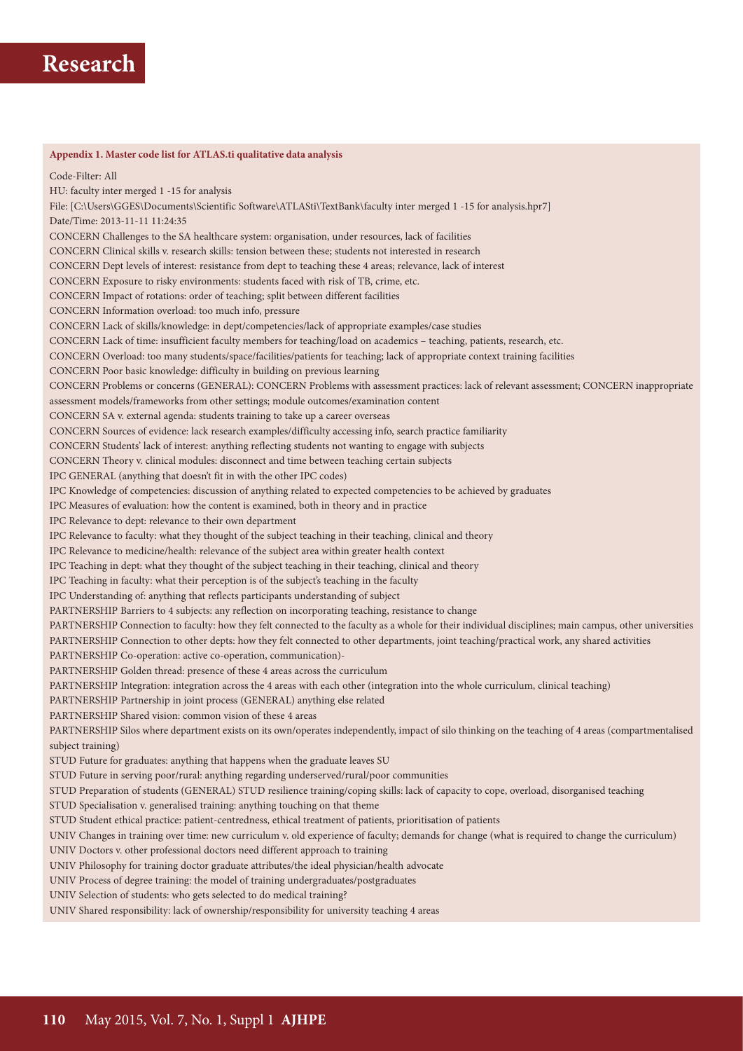**Appendix 1. Master code list for ATLAS.ti qualitative data analysis**

Code-Filter: All
HU: faculty inter merged 1 -15 for analysis
File: [C:\Users\GGES\Documents\Scientific Software\ATLASti\TextBank\faculty inter merged 1 -15 for analysis.hpr7]
Date/Time: 2013-11-11 11:24:35
CONCERN Challenges to the SA healthcare system: organisation, under resources, lack of facilities
CONCERN Clinical skills v. research skills: tension between these; students not interested in research
CONCERN Dept levels of interest: resistance from dept to teaching these 4 areas; relevance, lack of interest
CONCERN Exposure to risky environments: students faced with risk of TB, crime, etc.
CONCERN Impact of rotations: order of teaching; split between different facilities
CONCERN Information overload: too much info, pressure
CONCERN Lack of skills/knowledge: in dept/competencies/lack of appropriate examples/case studies
CONCERN Lack of time: insufficient faculty members for teaching/load on academics – teaching, patients, research, etc.
CONCERN Overload: too many students/space/facilities/patients for teaching; lack of appropriate context training facilities
CONCERN Poor basic knowledge: difficulty in building on previous learning
CONCERN Problems or concerns (GENERAL): CONCERN Problems with assessment practices: lack of relevant assessment; CONCERN inappropriate assessment models/frameworks from other settings; module outcomes/examination content
CONCERN SA v. external agenda: students training to take up a career overseas
CONCERN Sources of evidence: lack research examples/difficulty accessing info, search practice familiarity
CONCERN Students' lack of interest: anything reflecting students not wanting to engage with subjects
CONCERN Theory v. clinical modules: disconnect and time between teaching certain subjects
IPC GENERAL (anything that doesn't fit in with the other IPC codes)
IPC Knowledge of competencies: discussion of anything related to expected competencies to be achieved by graduates
IPC Measures of evaluation: how the content is examined, both in theory and in practice
IPC Relevance to dept: relevance to their own department
IPC Relevance to faculty: what they thought of the subject teaching in their teaching, clinical and theory
IPC Relevance to medicine/health: relevance of the subject area within greater health context
IPC Teaching in dept: what they thought of the subject teaching in their teaching, clinical and theory
IPC Teaching in faculty: what their perception is of the subject's teaching in the faculty
IPC Understanding of: anything that reflects participants understanding of subject
PARTNERSHIP Barriers to 4 subjects: any reflection on incorporating teaching, resistance to change
PARTNERSHIP Connection to faculty: how they felt connected to the faculty as a whole for their individual disciplines; main campus, other universities
PARTNERSHIP Connection to other depts: how they felt connected to other departments, joint teaching/practical work, any shared activities
PARTNERSHIP Co-operation: active co-operation, communication)-
PARTNERSHIP Golden thread: presence of these 4 areas across the curriculum
PARTNERSHIP Integration: integration across the 4 areas with each other (integration into the whole curriculum, clinical teaching)
PARTNERSHIP Partnership in joint process (GENERAL) anything else related
PARTNERSHIP Shared vision: common vision of these 4 areas
PARTNERSHIP Silos where department exists on its own/operates independently, impact of silo thinking on the teaching of 4 areas (compartmentalised subject training)
STUD Future for graduates: anything that happens when the graduate leaves SU
STUD Future in serving poor/rural: anything regarding underserved/rural/poor communities
STUD Preparation of students (GENERAL) STUD resilience training/coping skills: lack of capacity to cope, overload, disorganised teaching
STUD Specialisation v. generalised training: anything touching on that theme
STUD Student ethical practice: patient-centredness, ethical treatment of patients, prioritisation of patients
UNIV Changes in training over time: new curriculum v. old experience of faculty; demands for change (what is required to change the curriculum)
UNIV Doctors v. other professional doctors need different approach to training
UNIV Philosophy for training doctor graduate attributes/the ideal physician/health advocate
UNIV Process of degree training: the model of training undergraduates/postgraduates
UNIV Selection of students: who gets selected to do medical training?
UNIV Shared responsibility: lack of ownership/responsibility for university teaching 4 areas